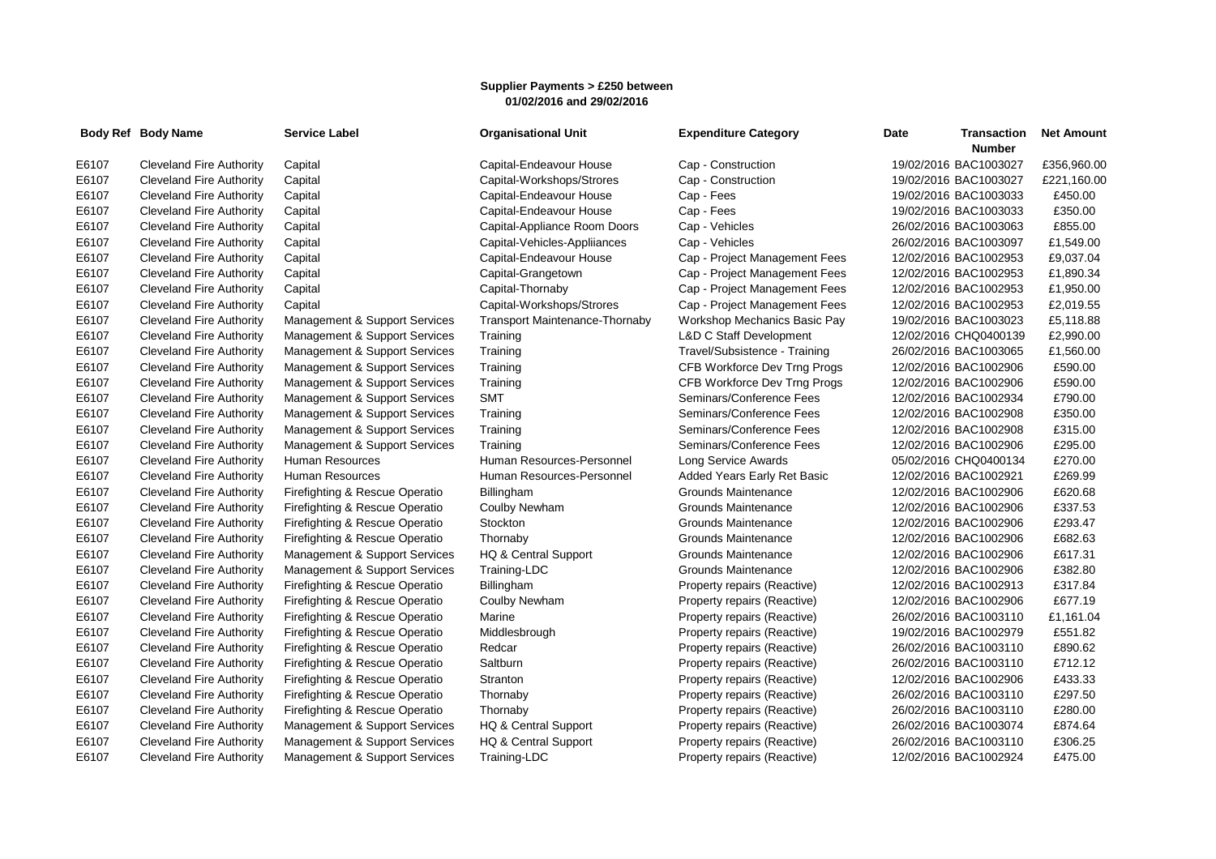**Supplier Payments > £250 between 01/02/2016 and 29/02/2016**

| Body Ref | Body Name | Service Label | Organisational Unit | Expenditure Category | Date | Transaction Number | Net Amount |
|---|---|---|---|---|---|---|---|
| E6107 | Cleveland Fire Authority | Capital | Capital-Endeavour House | Cap - Construction | 19/02/2016 | BAC1003027 | £356,960.00 |
| E6107 | Cleveland Fire Authority | Capital | Capital-Workshops/Strores | Cap - Construction | 19/02/2016 | BAC1003027 | £221,160.00 |
| E6107 | Cleveland Fire Authority | Capital | Capital-Endeavour House | Cap - Fees | 19/02/2016 | BAC1003033 | £450.00 |
| E6107 | Cleveland Fire Authority | Capital | Capital-Endeavour House | Cap - Fees | 19/02/2016 | BAC1003033 | £350.00 |
| E6107 | Cleveland Fire Authority | Capital | Capital-Appliance Room Doors | Cap - Vehicles | 26/02/2016 | BAC1003063 | £855.00 |
| E6107 | Cleveland Fire Authority | Capital | Capital-Vehicles-Appliiances | Cap - Vehicles | 26/02/2016 | BAC1003097 | £1,549.00 |
| E6107 | Cleveland Fire Authority | Capital | Capital-Endeavour House | Cap - Project Management Fees | 12/02/2016 | BAC1002953 | £9,037.04 |
| E6107 | Cleveland Fire Authority | Capital | Capital-Grangetown | Cap - Project Management Fees | 12/02/2016 | BAC1002953 | £1,890.34 |
| E6107 | Cleveland Fire Authority | Capital | Capital-Thornaby | Cap - Project Management Fees | 12/02/2016 | BAC1002953 | £1,950.00 |
| E6107 | Cleveland Fire Authority | Capital | Capital-Workshops/Strores | Cap - Project Management Fees | 12/02/2016 | BAC1002953 | £2,019.55 |
| E6107 | Cleveland Fire Authority | Management & Support Services | Transport Maintenance-Thornaby | Workshop Mechanics Basic Pay | 19/02/2016 | BAC1003023 | £5,118.88 |
| E6107 | Cleveland Fire Authority | Management & Support Services | Training | L&D C Staff Development | 12/02/2016 | CHQ0400139 | £2,990.00 |
| E6107 | Cleveland Fire Authority | Management & Support Services | Training | Travel/Subsistence - Training | 26/02/2016 | BAC1003065 | £1,560.00 |
| E6107 | Cleveland Fire Authority | Management & Support Services | Training | CFB Workforce Dev Trng Progs | 12/02/2016 | BAC1002906 | £590.00 |
| E6107 | Cleveland Fire Authority | Management & Support Services | Training | CFB Workforce Dev Trng Progs | 12/02/2016 | BAC1002906 | £590.00 |
| E6107 | Cleveland Fire Authority | Management & Support Services | SMT | Seminars/Conference Fees | 12/02/2016 | BAC1002934 | £790.00 |
| E6107 | Cleveland Fire Authority | Management & Support Services | Training | Seminars/Conference Fees | 12/02/2016 | BAC1002908 | £350.00 |
| E6107 | Cleveland Fire Authority | Management & Support Services | Training | Seminars/Conference Fees | 12/02/2016 | BAC1002908 | £315.00 |
| E6107 | Cleveland Fire Authority | Management & Support Services | Training | Seminars/Conference Fees | 12/02/2016 | BAC1002906 | £295.00 |
| E6107 | Cleveland Fire Authority | Human Resources | Human Resources-Personnel | Long Service Awards | 05/02/2016 | CHQ0400134 | £270.00 |
| E6107 | Cleveland Fire Authority | Human Resources | Human Resources-Personnel | Added Years Early Ret Basic | 12/02/2016 | BAC1002921 | £269.99 |
| E6107 | Cleveland Fire Authority | Firefighting & Rescue Operatio | Billingham | Grounds Maintenance | 12/02/2016 | BAC1002906 | £620.68 |
| E6107 | Cleveland Fire Authority | Firefighting & Rescue Operatio | Coulby Newham | Grounds Maintenance | 12/02/2016 | BAC1002906 | £337.53 |
| E6107 | Cleveland Fire Authority | Firefighting & Rescue Operatio | Stockton | Grounds Maintenance | 12/02/2016 | BAC1002906 | £293.47 |
| E6107 | Cleveland Fire Authority | Firefighting & Rescue Operatio | Thornaby | Grounds Maintenance | 12/02/2016 | BAC1002906 | £682.63 |
| E6107 | Cleveland Fire Authority | Management & Support Services | HQ & Central Support | Grounds Maintenance | 12/02/2016 | BAC1002906 | £617.31 |
| E6107 | Cleveland Fire Authority | Management & Support Services | Training-LDC | Grounds Maintenance | 12/02/2016 | BAC1002906 | £382.80 |
| E6107 | Cleveland Fire Authority | Firefighting & Rescue Operatio | Billingham | Property repairs (Reactive) | 12/02/2016 | BAC1002913 | £317.84 |
| E6107 | Cleveland Fire Authority | Firefighting & Rescue Operatio | Coulby Newham | Property repairs (Reactive) | 12/02/2016 | BAC1002906 | £677.19 |
| E6107 | Cleveland Fire Authority | Firefighting & Rescue Operatio | Marine | Property repairs (Reactive) | 26/02/2016 | BAC1003110 | £1,161.04 |
| E6107 | Cleveland Fire Authority | Firefighting & Rescue Operatio | Middlesbrough | Property repairs (Reactive) | 19/02/2016 | BAC1002979 | £551.82 |
| E6107 | Cleveland Fire Authority | Firefighting & Rescue Operatio | Redcar | Property repairs (Reactive) | 26/02/2016 | BAC1003110 | £890.62 |
| E6107 | Cleveland Fire Authority | Firefighting & Rescue Operatio | Saltburn | Property repairs (Reactive) | 26/02/2016 | BAC1003110 | £712.12 |
| E6107 | Cleveland Fire Authority | Firefighting & Rescue Operatio | Stranton | Property repairs (Reactive) | 12/02/2016 | BAC1002906 | £433.33 |
| E6107 | Cleveland Fire Authority | Firefighting & Rescue Operatio | Thornaby | Property repairs (Reactive) | 26/02/2016 | BAC1003110 | £297.50 |
| E6107 | Cleveland Fire Authority | Firefighting & Rescue Operatio | Thornaby | Property repairs (Reactive) | 26/02/2016 | BAC1003110 | £280.00 |
| E6107 | Cleveland Fire Authority | Management & Support Services | HQ & Central Support | Property repairs (Reactive) | 26/02/2016 | BAC1003074 | £874.64 |
| E6107 | Cleveland Fire Authority | Management & Support Services | HQ & Central Support | Property repairs (Reactive) | 26/02/2016 | BAC1003110 | £306.25 |
| E6107 | Cleveland Fire Authority | Management & Support Services | Training-LDC | Property repairs (Reactive) | 12/02/2016 | BAC1002924 | £475.00 |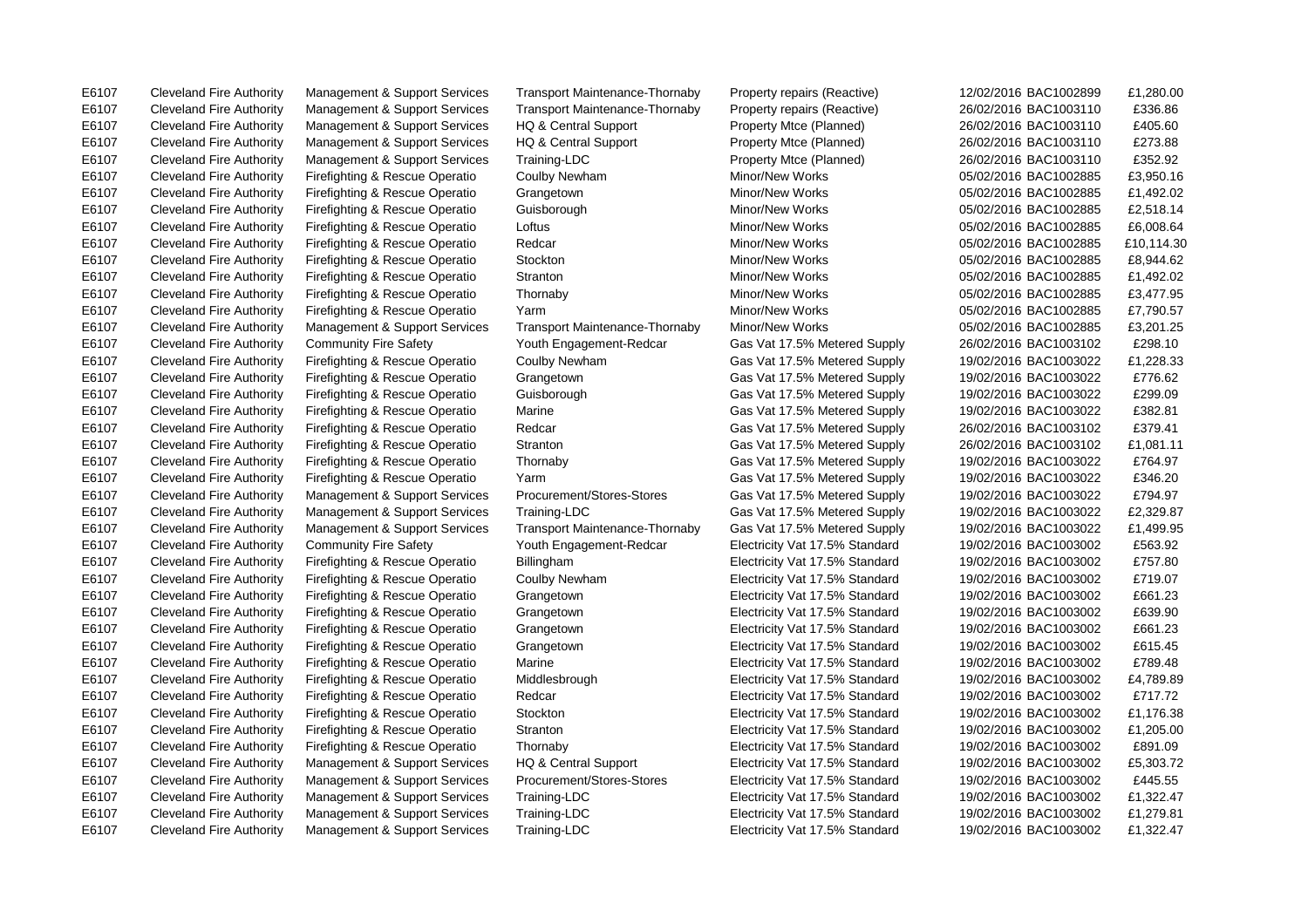| | | | | | | | |
|---|---|---|---|---|---|---|---|
| E6107 | Cleveland Fire Authority | Management & Support Services | Transport Maintenance-Thornaby | Property repairs (Reactive) | 12/02/2016 | BAC1002899 | £1,280.00 |
| E6107 | Cleveland Fire Authority | Management & Support Services | Transport Maintenance-Thornaby | Property repairs (Reactive) | 26/02/2016 | BAC1003110 | £336.86 |
| E6107 | Cleveland Fire Authority | Management & Support Services | HQ & Central Support | Property Mtce (Planned) | 26/02/2016 | BAC1003110 | £405.60 |
| E6107 | Cleveland Fire Authority | Management & Support Services | HQ & Central Support | Property Mtce (Planned) | 26/02/2016 | BAC1003110 | £273.88 |
| E6107 | Cleveland Fire Authority | Management & Support Services | Training-LDC | Property Mtce (Planned) | 26/02/2016 | BAC1003110 | £352.92 |
| E6107 | Cleveland Fire Authority | Firefighting & Rescue Operatio | Coulby Newham | Minor/New Works | 05/02/2016 | BAC1002885 | £3,950.16 |
| E6107 | Cleveland Fire Authority | Firefighting & Rescue Operatio | Grangetown | Minor/New Works | 05/02/2016 | BAC1002885 | £1,492.02 |
| E6107 | Cleveland Fire Authority | Firefighting & Rescue Operatio | Guisborough | Minor/New Works | 05/02/2016 | BAC1002885 | £2,518.14 |
| E6107 | Cleveland Fire Authority | Firefighting & Rescue Operatio | Loftus | Minor/New Works | 05/02/2016 | BAC1002885 | £6,008.64 |
| E6107 | Cleveland Fire Authority | Firefighting & Rescue Operatio | Redcar | Minor/New Works | 05/02/2016 | BAC1002885 | £10,114.30 |
| E6107 | Cleveland Fire Authority | Firefighting & Rescue Operatio | Stockton | Minor/New Works | 05/02/2016 | BAC1002885 | £8,944.62 |
| E6107 | Cleveland Fire Authority | Firefighting & Rescue Operatio | Stranton | Minor/New Works | 05/02/2016 | BAC1002885 | £1,492.02 |
| E6107 | Cleveland Fire Authority | Firefighting & Rescue Operatio | Thornaby | Minor/New Works | 05/02/2016 | BAC1002885 | £3,477.95 |
| E6107 | Cleveland Fire Authority | Firefighting & Rescue Operatio | Yarm | Minor/New Works | 05/02/2016 | BAC1002885 | £7,790.57 |
| E6107 | Cleveland Fire Authority | Management & Support Services | Transport Maintenance-Thornaby | Minor/New Works | 05/02/2016 | BAC1002885 | £3,201.25 |
| E6107 | Cleveland Fire Authority | Community Fire Safety | Youth Engagement-Redcar | Gas Vat 17.5% Metered Supply | 26/02/2016 | BAC1003102 | £298.10 |
| E6107 | Cleveland Fire Authority | Firefighting & Rescue Operatio | Coulby Newham | Gas Vat 17.5% Metered Supply | 19/02/2016 | BAC1003022 | £1,228.33 |
| E6107 | Cleveland Fire Authority | Firefighting & Rescue Operatio | Grangetown | Gas Vat 17.5% Metered Supply | 19/02/2016 | BAC1003022 | £776.62 |
| E6107 | Cleveland Fire Authority | Firefighting & Rescue Operatio | Guisborough | Gas Vat 17.5% Metered Supply | 19/02/2016 | BAC1003022 | £299.09 |
| E6107 | Cleveland Fire Authority | Firefighting & Rescue Operatio | Marine | Gas Vat 17.5% Metered Supply | 19/02/2016 | BAC1003022 | £382.81 |
| E6107 | Cleveland Fire Authority | Firefighting & Rescue Operatio | Redcar | Gas Vat 17.5% Metered Supply | 26/02/2016 | BAC1003102 | £379.41 |
| E6107 | Cleveland Fire Authority | Firefighting & Rescue Operatio | Stranton | Gas Vat 17.5% Metered Supply | 26/02/2016 | BAC1003102 | £1,081.11 |
| E6107 | Cleveland Fire Authority | Firefighting & Rescue Operatio | Thornaby | Gas Vat 17.5% Metered Supply | 19/02/2016 | BAC1003022 | £764.97 |
| E6107 | Cleveland Fire Authority | Firefighting & Rescue Operatio | Yarm | Gas Vat 17.5% Metered Supply | 19/02/2016 | BAC1003022 | £346.20 |
| E6107 | Cleveland Fire Authority | Management & Support Services | Procurement/Stores-Stores | Gas Vat 17.5% Metered Supply | 19/02/2016 | BAC1003022 | £794.97 |
| E6107 | Cleveland Fire Authority | Management & Support Services | Training-LDC | Gas Vat 17.5% Metered Supply | 19/02/2016 | BAC1003022 | £2,329.87 |
| E6107 | Cleveland Fire Authority | Management & Support Services | Transport Maintenance-Thornaby | Gas Vat 17.5% Metered Supply | 19/02/2016 | BAC1003022 | £1,499.95 |
| E6107 | Cleveland Fire Authority | Community Fire Safety | Youth Engagement-Redcar | Electricity Vat 17.5% Standard | 19/02/2016 | BAC1003002 | £563.92 |
| E6107 | Cleveland Fire Authority | Firefighting & Rescue Operatio | Billingham | Electricity Vat 17.5% Standard | 19/02/2016 | BAC1003002 | £757.80 |
| E6107 | Cleveland Fire Authority | Firefighting & Rescue Operatio | Coulby Newham | Electricity Vat 17.5% Standard | 19/02/2016 | BAC1003002 | £719.07 |
| E6107 | Cleveland Fire Authority | Firefighting & Rescue Operatio | Grangetown | Electricity Vat 17.5% Standard | 19/02/2016 | BAC1003002 | £661.23 |
| E6107 | Cleveland Fire Authority | Firefighting & Rescue Operatio | Grangetown | Electricity Vat 17.5% Standard | 19/02/2016 | BAC1003002 | £639.90 |
| E6107 | Cleveland Fire Authority | Firefighting & Rescue Operatio | Grangetown | Electricity Vat 17.5% Standard | 19/02/2016 | BAC1003002 | £661.23 |
| E6107 | Cleveland Fire Authority | Firefighting & Rescue Operatio | Grangetown | Electricity Vat 17.5% Standard | 19/02/2016 | BAC1003002 | £615.45 |
| E6107 | Cleveland Fire Authority | Firefighting & Rescue Operatio | Marine | Electricity Vat 17.5% Standard | 19/02/2016 | BAC1003002 | £789.48 |
| E6107 | Cleveland Fire Authority | Firefighting & Rescue Operatio | Middlesbrough | Electricity Vat 17.5% Standard | 19/02/2016 | BAC1003002 | £4,789.89 |
| E6107 | Cleveland Fire Authority | Firefighting & Rescue Operatio | Redcar | Electricity Vat 17.5% Standard | 19/02/2016 | BAC1003002 | £717.72 |
| E6107 | Cleveland Fire Authority | Firefighting & Rescue Operatio | Stockton | Electricity Vat 17.5% Standard | 19/02/2016 | BAC1003002 | £1,176.38 |
| E6107 | Cleveland Fire Authority | Firefighting & Rescue Operatio | Stranton | Electricity Vat 17.5% Standard | 19/02/2016 | BAC1003002 | £1,205.00 |
| E6107 | Cleveland Fire Authority | Firefighting & Rescue Operatio | Thornaby | Electricity Vat 17.5% Standard | 19/02/2016 | BAC1003002 | £891.09 |
| E6107 | Cleveland Fire Authority | Management & Support Services | HQ & Central Support | Electricity Vat 17.5% Standard | 19/02/2016 | BAC1003002 | £5,303.72 |
| E6107 | Cleveland Fire Authority | Management & Support Services | Procurement/Stores-Stores | Electricity Vat 17.5% Standard | 19/02/2016 | BAC1003002 | £445.55 |
| E6107 | Cleveland Fire Authority | Management & Support Services | Training-LDC | Electricity Vat 17.5% Standard | 19/02/2016 | BAC1003002 | £1,322.47 |
| E6107 | Cleveland Fire Authority | Management & Support Services | Training-LDC | Electricity Vat 17.5% Standard | 19/02/2016 | BAC1003002 | £1,279.81 |
| E6107 | Cleveland Fire Authority | Management & Support Services | Training-LDC | Electricity Vat 17.5% Standard | 19/02/2016 | BAC1003002 | £1,322.47 |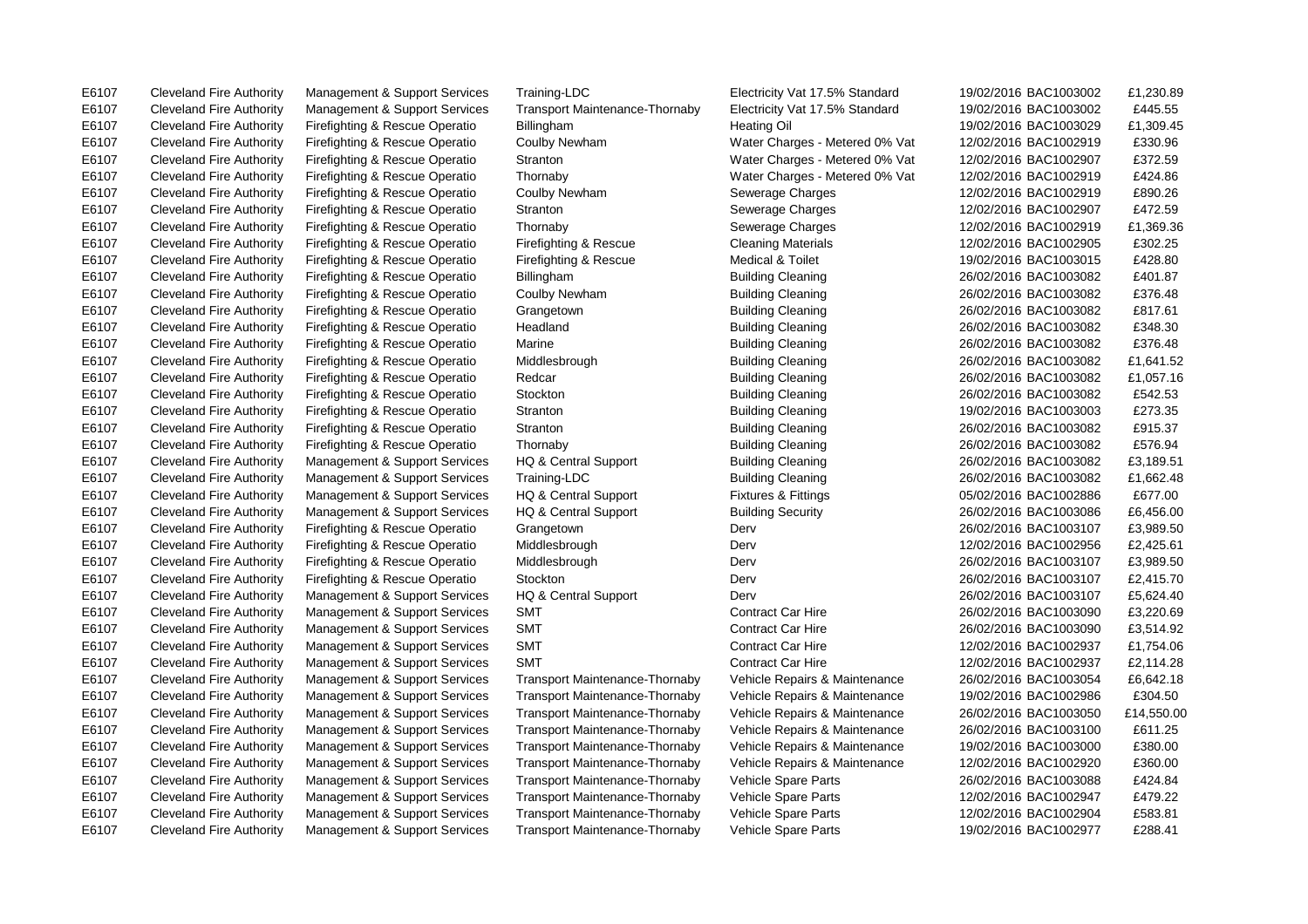| | | | | | | | |
|---|---|---|---|---|---|---|---|
| E6107 | Cleveland Fire Authority | Management & Support Services | Training-LDC | Electricity Vat 17.5% Standard | 19/02/2016 | BAC1003002 | £1,230.89 |
| E6107 | Cleveland Fire Authority | Management & Support Services | Transport Maintenance-Thornaby | Electricity Vat 17.5% Standard | 19/02/2016 | BAC1003002 | £445.55 |
| E6107 | Cleveland Fire Authority | Firefighting & Rescue Operatio | Billingham | Heating Oil | 19/02/2016 | BAC1003029 | £1,309.45 |
| E6107 | Cleveland Fire Authority | Firefighting & Rescue Operatio | Coulby Newham | Water Charges - Metered 0% Vat | 12/02/2016 | BAC1002919 | £330.96 |
| E6107 | Cleveland Fire Authority | Firefighting & Rescue Operatio | Stranton | Water Charges - Metered 0% Vat | 12/02/2016 | BAC1002907 | £372.59 |
| E6107 | Cleveland Fire Authority | Firefighting & Rescue Operatio | Thornaby | Water Charges - Metered 0% Vat | 12/02/2016 | BAC1002919 | £424.86 |
| E6107 | Cleveland Fire Authority | Firefighting & Rescue Operatio | Coulby Newham | Sewerage Charges | 12/02/2016 | BAC1002919 | £890.26 |
| E6107 | Cleveland Fire Authority | Firefighting & Rescue Operatio | Stranton | Sewerage Charges | 12/02/2016 | BAC1002907 | £472.59 |
| E6107 | Cleveland Fire Authority | Firefighting & Rescue Operatio | Thornaby | Sewerage Charges | 12/02/2016 | BAC1002919 | £1,369.36 |
| E6107 | Cleveland Fire Authority | Firefighting & Rescue Operatio | Firefighting & Rescue | Cleaning Materials | 12/02/2016 | BAC1002905 | £302.25 |
| E6107 | Cleveland Fire Authority | Firefighting & Rescue Operatio | Firefighting & Rescue | Medical & Toilet | 19/02/2016 | BAC1003015 | £428.80 |
| E6107 | Cleveland Fire Authority | Firefighting & Rescue Operatio | Billingham | Building Cleaning | 26/02/2016 | BAC1003082 | £401.87 |
| E6107 | Cleveland Fire Authority | Firefighting & Rescue Operatio | Coulby Newham | Building Cleaning | 26/02/2016 | BAC1003082 | £376.48 |
| E6107 | Cleveland Fire Authority | Firefighting & Rescue Operatio | Grangetown | Building Cleaning | 26/02/2016 | BAC1003082 | £817.61 |
| E6107 | Cleveland Fire Authority | Firefighting & Rescue Operatio | Headland | Building Cleaning | 26/02/2016 | BAC1003082 | £348.30 |
| E6107 | Cleveland Fire Authority | Firefighting & Rescue Operatio | Marine | Building Cleaning | 26/02/2016 | BAC1003082 | £376.48 |
| E6107 | Cleveland Fire Authority | Firefighting & Rescue Operatio | Middlesbrough | Building Cleaning | 26/02/2016 | BAC1003082 | £1,641.52 |
| E6107 | Cleveland Fire Authority | Firefighting & Rescue Operatio | Redcar | Building Cleaning | 26/02/2016 | BAC1003082 | £1,057.16 |
| E6107 | Cleveland Fire Authority | Firefighting & Rescue Operatio | Stockton | Building Cleaning | 26/02/2016 | BAC1003082 | £542.53 |
| E6107 | Cleveland Fire Authority | Firefighting & Rescue Operatio | Stranton | Building Cleaning | 19/02/2016 | BAC1003003 | £273.35 |
| E6107 | Cleveland Fire Authority | Firefighting & Rescue Operatio | Stranton | Building Cleaning | 26/02/2016 | BAC1003082 | £915.37 |
| E6107 | Cleveland Fire Authority | Firefighting & Rescue Operatio | Thornaby | Building Cleaning | 26/02/2016 | BAC1003082 | £576.94 |
| E6107 | Cleveland Fire Authority | Management & Support Services | HQ & Central Support | Building Cleaning | 26/02/2016 | BAC1003082 | £3,189.51 |
| E6107 | Cleveland Fire Authority | Management & Support Services | Training-LDC | Building Cleaning | 26/02/2016 | BAC1003082 | £1,662.48 |
| E6107 | Cleveland Fire Authority | Management & Support Services | HQ & Central Support | Fixtures & Fittings | 05/02/2016 | BAC1002886 | £677.00 |
| E6107 | Cleveland Fire Authority | Management & Support Services | HQ & Central Support | Building Security | 26/02/2016 | BAC1003086 | £6,456.00 |
| E6107 | Cleveland Fire Authority | Firefighting & Rescue Operatio | Grangetown | Derv | 26/02/2016 | BAC1003107 | £3,989.50 |
| E6107 | Cleveland Fire Authority | Firefighting & Rescue Operatio | Middlesbrough | Derv | 12/02/2016 | BAC1002956 | £2,425.61 |
| E6107 | Cleveland Fire Authority | Firefighting & Rescue Operatio | Middlesbrough | Derv | 26/02/2016 | BAC1003107 | £3,989.50 |
| E6107 | Cleveland Fire Authority | Firefighting & Rescue Operatio | Stockton | Derv | 26/02/2016 | BAC1003107 | £2,415.70 |
| E6107 | Cleveland Fire Authority | Management & Support Services | HQ & Central Support | Derv | 26/02/2016 | BAC1003107 | £5,624.40 |
| E6107 | Cleveland Fire Authority | Management & Support Services | SMT | Contract Car Hire | 26/02/2016 | BAC1003090 | £3,220.69 |
| E6107 | Cleveland Fire Authority | Management & Support Services | SMT | Contract Car Hire | 26/02/2016 | BAC1003090 | £3,514.92 |
| E6107 | Cleveland Fire Authority | Management & Support Services | SMT | Contract Car Hire | 12/02/2016 | BAC1002937 | £1,754.06 |
| E6107 | Cleveland Fire Authority | Management & Support Services | SMT | Contract Car Hire | 12/02/2016 | BAC1002937 | £2,114.28 |
| E6107 | Cleveland Fire Authority | Management & Support Services | Transport Maintenance-Thornaby | Vehicle Repairs & Maintenance | 26/02/2016 | BAC1003054 | £6,642.18 |
| E6107 | Cleveland Fire Authority | Management & Support Services | Transport Maintenance-Thornaby | Vehicle Repairs & Maintenance | 19/02/2016 | BAC1002986 | £304.50 |
| E6107 | Cleveland Fire Authority | Management & Support Services | Transport Maintenance-Thornaby | Vehicle Repairs & Maintenance | 26/02/2016 | BAC1003050 | £14,550.00 |
| E6107 | Cleveland Fire Authority | Management & Support Services | Transport Maintenance-Thornaby | Vehicle Repairs & Maintenance | 26/02/2016 | BAC1003100 | £611.25 |
| E6107 | Cleveland Fire Authority | Management & Support Services | Transport Maintenance-Thornaby | Vehicle Repairs & Maintenance | 19/02/2016 | BAC1003000 | £380.00 |
| E6107 | Cleveland Fire Authority | Management & Support Services | Transport Maintenance-Thornaby | Vehicle Repairs & Maintenance | 12/02/2016 | BAC1002920 | £360.00 |
| E6107 | Cleveland Fire Authority | Management & Support Services | Transport Maintenance-Thornaby | Vehicle Spare Parts | 26/02/2016 | BAC1003088 | £424.84 |
| E6107 | Cleveland Fire Authority | Management & Support Services | Transport Maintenance-Thornaby | Vehicle Spare Parts | 12/02/2016 | BAC1002947 | £479.22 |
| E6107 | Cleveland Fire Authority | Management & Support Services | Transport Maintenance-Thornaby | Vehicle Spare Parts | 12/02/2016 | BAC1002904 | £583.81 |
| E6107 | Cleveland Fire Authority | Management & Support Services | Transport Maintenance-Thornaby | Vehicle Spare Parts | 19/02/2016 | BAC1002977 | £288.41 |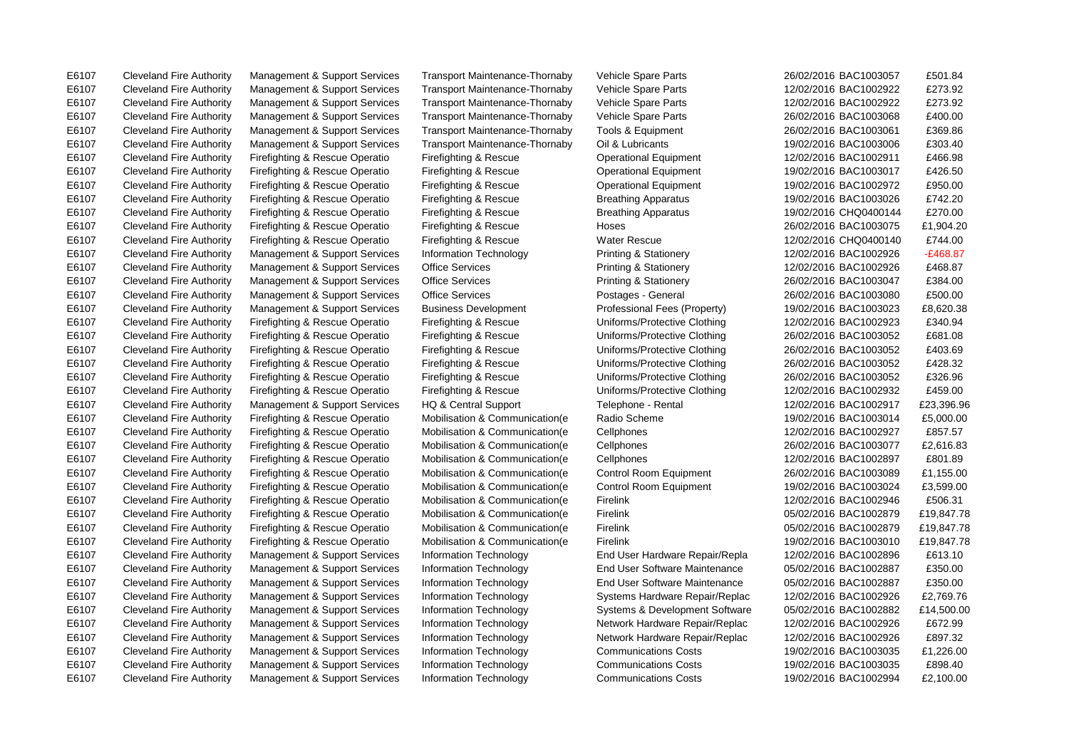| | | | | | | | |
|---|---|---|---|---|---|---|---|
| E6107 | Cleveland Fire Authority | Management & Support Services | Transport Maintenance-Thornaby | Vehicle Spare Parts | 26/02/2016 | BAC1003057 | £501.84 |
| E6107 | Cleveland Fire Authority | Management & Support Services | Transport Maintenance-Thornaby | Vehicle Spare Parts | 12/02/2016 | BAC1002922 | £273.92 |
| E6107 | Cleveland Fire Authority | Management & Support Services | Transport Maintenance-Thornaby | Vehicle Spare Parts | 12/02/2016 | BAC1002922 | £273.92 |
| E6107 | Cleveland Fire Authority | Management & Support Services | Transport Maintenance-Thornaby | Vehicle Spare Parts | 26/02/2016 | BAC1003068 | £400.00 |
| E6107 | Cleveland Fire Authority | Management & Support Services | Transport Maintenance-Thornaby | Tools & Equipment | 26/02/2016 | BAC1003061 | £369.86 |
| E6107 | Cleveland Fire Authority | Management & Support Services | Transport Maintenance-Thornaby | Oil & Lubricants | 19/02/2016 | BAC1003006 | £303.40 |
| E6107 | Cleveland Fire Authority | Firefighting & Rescue Operatio | Firefighting & Rescue | Operational Equipment | 12/02/2016 | BAC1002911 | £466.98 |
| E6107 | Cleveland Fire Authority | Firefighting & Rescue Operatio | Firefighting & Rescue | Operational Equipment | 19/02/2016 | BAC1003017 | £426.50 |
| E6107 | Cleveland Fire Authority | Firefighting & Rescue Operatio | Firefighting & Rescue | Operational Equipment | 19/02/2016 | BAC1002972 | £950.00 |
| E6107 | Cleveland Fire Authority | Firefighting & Rescue Operatio | Firefighting & Rescue | Breathing Apparatus | 19/02/2016 | BAC1003026 | £742.20 |
| E6107 | Cleveland Fire Authority | Firefighting & Rescue Operatio | Firefighting & Rescue | Breathing Apparatus | 19/02/2016 | CHQ0400144 | £270.00 |
| E6107 | Cleveland Fire Authority | Firefighting & Rescue Operatio | Firefighting & Rescue | Hoses | 26/02/2016 | BAC1003075 | £1,904.20 |
| E6107 | Cleveland Fire Authority | Firefighting & Rescue Operatio | Firefighting & Rescue | Water Rescue | 12/02/2016 | CHQ0400140 | £744.00 |
| E6107 | Cleveland Fire Authority | Management & Support Services | Information Technology | Printing & Stationery | 12/02/2016 | BAC1002926 | -£468.87 |
| E6107 | Cleveland Fire Authority | Management & Support Services | Office Services | Printing & Stationery | 12/02/2016 | BAC1002926 | £468.87 |
| E6107 | Cleveland Fire Authority | Management & Support Services | Office Services | Printing & Stationery | 26/02/2016 | BAC1003047 | £384.00 |
| E6107 | Cleveland Fire Authority | Management & Support Services | Office Services | Postages - General | 26/02/2016 | BAC1003080 | £500.00 |
| E6107 | Cleveland Fire Authority | Management & Support Services | Business Development | Professional Fees (Property) | 19/02/2016 | BAC1003023 | £8,620.38 |
| E6107 | Cleveland Fire Authority | Firefighting & Rescue Operatio | Firefighting & Rescue | Uniforms/Protective Clothing | 12/02/2016 | BAC1002923 | £340.94 |
| E6107 | Cleveland Fire Authority | Firefighting & Rescue Operatio | Firefighting & Rescue | Uniforms/Protective Clothing | 26/02/2016 | BAC1003052 | £681.08 |
| E6107 | Cleveland Fire Authority | Firefighting & Rescue Operatio | Firefighting & Rescue | Uniforms/Protective Clothing | 26/02/2016 | BAC1003052 | £403.69 |
| E6107 | Cleveland Fire Authority | Firefighting & Rescue Operatio | Firefighting & Rescue | Uniforms/Protective Clothing | 26/02/2016 | BAC1003052 | £428.32 |
| E6107 | Cleveland Fire Authority | Firefighting & Rescue Operatio | Firefighting & Rescue | Uniforms/Protective Clothing | 26/02/2016 | BAC1003052 | £326.96 |
| E6107 | Cleveland Fire Authority | Firefighting & Rescue Operatio | Firefighting & Rescue | Uniforms/Protective Clothing | 12/02/2016 | BAC1002932 | £459.00 |
| E6107 | Cleveland Fire Authority | Management & Support Services | HQ & Central Support | Telephone - Rental | 12/02/2016 | BAC1002917 | £23,396.96 |
| E6107 | Cleveland Fire Authority | Firefighting & Rescue Operatio | Mobilisation & Communication(e | Radio Scheme | 19/02/2016 | BAC1003014 | £5,000.00 |
| E6107 | Cleveland Fire Authority | Firefighting & Rescue Operatio | Mobilisation & Communication(e | Cellphones | 12/02/2016 | BAC1002927 | £857.57 |
| E6107 | Cleveland Fire Authority | Firefighting & Rescue Operatio | Mobilisation & Communication(e | Cellphones | 26/02/2016 | BAC1003077 | £2,616.83 |
| E6107 | Cleveland Fire Authority | Firefighting & Rescue Operatio | Mobilisation & Communication(e | Cellphones | 12/02/2016 | BAC1002897 | £801.89 |
| E6107 | Cleveland Fire Authority | Firefighting & Rescue Operatio | Mobilisation & Communication(e | Control Room Equipment | 26/02/2016 | BAC1003089 | £1,155.00 |
| E6107 | Cleveland Fire Authority | Firefighting & Rescue Operatio | Mobilisation & Communication(e | Control Room Equipment | 19/02/2016 | BAC1003024 | £3,599.00 |
| E6107 | Cleveland Fire Authority | Firefighting & Rescue Operatio | Mobilisation & Communication(e | Firelink | 12/02/2016 | BAC1002946 | £506.31 |
| E6107 | Cleveland Fire Authority | Firefighting & Rescue Operatio | Mobilisation & Communication(e | Firelink | 05/02/2016 | BAC1002879 | £19,847.78 |
| E6107 | Cleveland Fire Authority | Firefighting & Rescue Operatio | Mobilisation & Communication(e | Firelink | 05/02/2016 | BAC1002879 | £19,847.78 |
| E6107 | Cleveland Fire Authority | Firefighting & Rescue Operatio | Mobilisation & Communication(e | Firelink | 19/02/2016 | BAC1003010 | £19,847.78 |
| E6107 | Cleveland Fire Authority | Management & Support Services | Information Technology | End User Hardware Repair/Repla | 12/02/2016 | BAC1002896 | £613.10 |
| E6107 | Cleveland Fire Authority | Management & Support Services | Information Technology | End User Software Maintenance | 05/02/2016 | BAC1002887 | £350.00 |
| E6107 | Cleveland Fire Authority | Management & Support Services | Information Technology | End User Software Maintenance | 05/02/2016 | BAC1002887 | £350.00 |
| E6107 | Cleveland Fire Authority | Management & Support Services | Information Technology | Systems Hardware Repair/Replac | 12/02/2016 | BAC1002926 | £2,769.76 |
| E6107 | Cleveland Fire Authority | Management & Support Services | Information Technology | Systems & Development Software | 05/02/2016 | BAC1002882 | £14,500.00 |
| E6107 | Cleveland Fire Authority | Management & Support Services | Information Technology | Network Hardware Repair/Replac | 12/02/2016 | BAC1002926 | £672.99 |
| E6107 | Cleveland Fire Authority | Management & Support Services | Information Technology | Network Hardware Repair/Replac | 12/02/2016 | BAC1002926 | £897.32 |
| E6107 | Cleveland Fire Authority | Management & Support Services | Information Technology | Communications Costs | 19/02/2016 | BAC1003035 | £1,226.00 |
| E6107 | Cleveland Fire Authority | Management & Support Services | Information Technology | Communications Costs | 19/02/2016 | BAC1003035 | £898.40 |
| E6107 | Cleveland Fire Authority | Management & Support Services | Information Technology | Communications Costs | 19/02/2016 | BAC1002994 | £2,100.00 |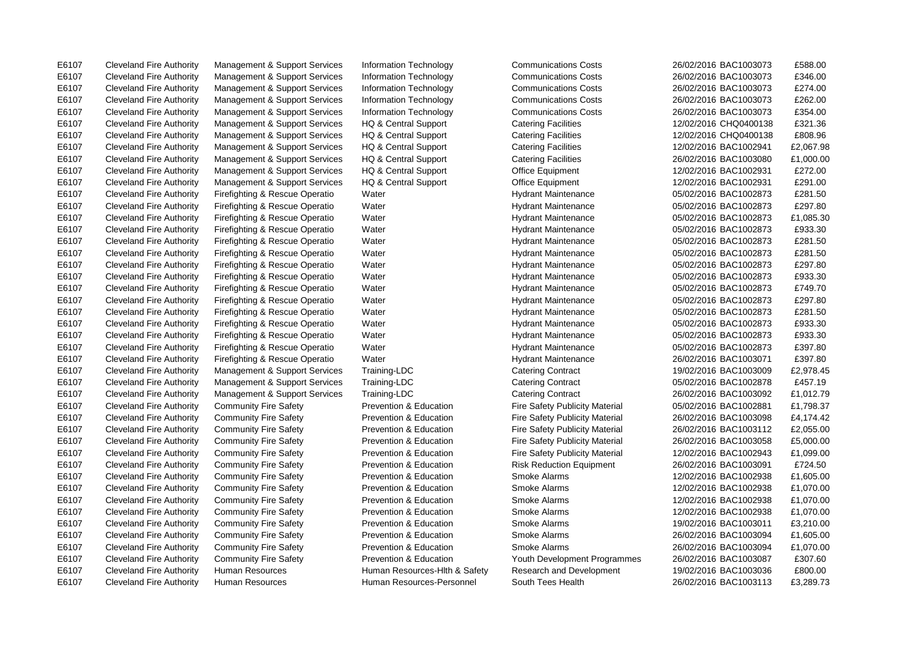| | | | | | | | |
|---|---|---|---|---|---|---|---|
| E6107 | Cleveland Fire Authority | Management & Support Services | Information Technology | Communications Costs | 26/02/2016 | BAC1003073 | £588.00 |
| E6107 | Cleveland Fire Authority | Management & Support Services | Information Technology | Communications Costs | 26/02/2016 | BAC1003073 | £346.00 |
| E6107 | Cleveland Fire Authority | Management & Support Services | Information Technology | Communications Costs | 26/02/2016 | BAC1003073 | £274.00 |
| E6107 | Cleveland Fire Authority | Management & Support Services | Information Technology | Communications Costs | 26/02/2016 | BAC1003073 | £262.00 |
| E6107 | Cleveland Fire Authority | Management & Support Services | Information Technology | Communications Costs | 26/02/2016 | BAC1003073 | £354.00 |
| E6107 | Cleveland Fire Authority | Management & Support Services | HQ & Central Support | Catering Facilities | 12/02/2016 | CHQ0400138 | £321.36 |
| E6107 | Cleveland Fire Authority | Management & Support Services | HQ & Central Support | Catering Facilities | 12/02/2016 | CHQ0400138 | £808.96 |
| E6107 | Cleveland Fire Authority | Management & Support Services | HQ & Central Support | Catering Facilities | 12/02/2016 | BAC1002941 | £2,067.98 |
| E6107 | Cleveland Fire Authority | Management & Support Services | HQ & Central Support | Catering Facilities | 26/02/2016 | BAC1003080 | £1,000.00 |
| E6107 | Cleveland Fire Authority | Management & Support Services | HQ & Central Support | Office Equipment | 12/02/2016 | BAC1002931 | £272.00 |
| E6107 | Cleveland Fire Authority | Management & Support Services | HQ & Central Support | Office Equipment | 12/02/2016 | BAC1002931 | £291.00 |
| E6107 | Cleveland Fire Authority | Firefighting & Rescue Operatio | Water | Hydrant Maintenance | 05/02/2016 | BAC1002873 | £281.50 |
| E6107 | Cleveland Fire Authority | Firefighting & Rescue Operatio | Water | Hydrant Maintenance | 05/02/2016 | BAC1002873 | £297.80 |
| E6107 | Cleveland Fire Authority | Firefighting & Rescue Operatio | Water | Hydrant Maintenance | 05/02/2016 | BAC1002873 | £1,085.30 |
| E6107 | Cleveland Fire Authority | Firefighting & Rescue Operatio | Water | Hydrant Maintenance | 05/02/2016 | BAC1002873 | £933.30 |
| E6107 | Cleveland Fire Authority | Firefighting & Rescue Operatio | Water | Hydrant Maintenance | 05/02/2016 | BAC1002873 | £281.50 |
| E6107 | Cleveland Fire Authority | Firefighting & Rescue Operatio | Water | Hydrant Maintenance | 05/02/2016 | BAC1002873 | £281.50 |
| E6107 | Cleveland Fire Authority | Firefighting & Rescue Operatio | Water | Hydrant Maintenance | 05/02/2016 | BAC1002873 | £297.80 |
| E6107 | Cleveland Fire Authority | Firefighting & Rescue Operatio | Water | Hydrant Maintenance | 05/02/2016 | BAC1002873 | £933.30 |
| E6107 | Cleveland Fire Authority | Firefighting & Rescue Operatio | Water | Hydrant Maintenance | 05/02/2016 | BAC1002873 | £749.70 |
| E6107 | Cleveland Fire Authority | Firefighting & Rescue Operatio | Water | Hydrant Maintenance | 05/02/2016 | BAC1002873 | £297.80 |
| E6107 | Cleveland Fire Authority | Firefighting & Rescue Operatio | Water | Hydrant Maintenance | 05/02/2016 | BAC1002873 | £281.50 |
| E6107 | Cleveland Fire Authority | Firefighting & Rescue Operatio | Water | Hydrant Maintenance | 05/02/2016 | BAC1002873 | £933.30 |
| E6107 | Cleveland Fire Authority | Firefighting & Rescue Operatio | Water | Hydrant Maintenance | 05/02/2016 | BAC1002873 | £933.30 |
| E6107 | Cleveland Fire Authority | Firefighting & Rescue Operatio | Water | Hydrant Maintenance | 05/02/2016 | BAC1002873 | £397.80 |
| E6107 | Cleveland Fire Authority | Firefighting & Rescue Operatio | Water | Hydrant Maintenance | 26/02/2016 | BAC1003071 | £397.80 |
| E6107 | Cleveland Fire Authority | Management & Support Services | Training-LDC | Catering Contract | 19/02/2016 | BAC1003009 | £2,978.45 |
| E6107 | Cleveland Fire Authority | Management & Support Services | Training-LDC | Catering Contract | 05/02/2016 | BAC1002878 | £457.19 |
| E6107 | Cleveland Fire Authority | Management & Support Services | Training-LDC | Catering Contract | 26/02/2016 | BAC1003092 | £1,012.79 |
| E6107 | Cleveland Fire Authority | Community Fire Safety | Prevention & Education | Fire Safety Publicity Material | 05/02/2016 | BAC1002881 | £1,798.37 |
| E6107 | Cleveland Fire Authority | Community Fire Safety | Prevention & Education | Fire Safety Publicity Material | 26/02/2016 | BAC1003098 | £4,174.42 |
| E6107 | Cleveland Fire Authority | Community Fire Safety | Prevention & Education | Fire Safety Publicity Material | 26/02/2016 | BAC1003112 | £2,055.00 |
| E6107 | Cleveland Fire Authority | Community Fire Safety | Prevention & Education | Fire Safety Publicity Material | 26/02/2016 | BAC1003058 | £5,000.00 |
| E6107 | Cleveland Fire Authority | Community Fire Safety | Prevention & Education | Fire Safety Publicity Material | 12/02/2016 | BAC1002943 | £1,099.00 |
| E6107 | Cleveland Fire Authority | Community Fire Safety | Prevention & Education | Risk Reduction Equipment | 26/02/2016 | BAC1003091 | £724.50 |
| E6107 | Cleveland Fire Authority | Community Fire Safety | Prevention & Education | Smoke Alarms | 12/02/2016 | BAC1002938 | £1,605.00 |
| E6107 | Cleveland Fire Authority | Community Fire Safety | Prevention & Education | Smoke Alarms | 12/02/2016 | BAC1002938 | £1,070.00 |
| E6107 | Cleveland Fire Authority | Community Fire Safety | Prevention & Education | Smoke Alarms | 12/02/2016 | BAC1002938 | £1,070.00 |
| E6107 | Cleveland Fire Authority | Community Fire Safety | Prevention & Education | Smoke Alarms | 12/02/2016 | BAC1002938 | £1,070.00 |
| E6107 | Cleveland Fire Authority | Community Fire Safety | Prevention & Education | Smoke Alarms | 19/02/2016 | BAC1003011 | £3,210.00 |
| E6107 | Cleveland Fire Authority | Community Fire Safety | Prevention & Education | Smoke Alarms | 26/02/2016 | BAC1003094 | £1,605.00 |
| E6107 | Cleveland Fire Authority | Community Fire Safety | Prevention & Education | Smoke Alarms | 26/02/2016 | BAC1003094 | £1,070.00 |
| E6107 | Cleveland Fire Authority | Community Fire Safety | Prevention & Education | Youth Development Programmes | 26/02/2016 | BAC1003087 | £307.60 |
| E6107 | Cleveland Fire Authority | Human Resources | Human Resources-Hlth & Safety | Research and Development | 19/02/2016 | BAC1003036 | £800.00 |
| E6107 | Cleveland Fire Authority | Human Resources | Human Resources-Personnel | South Tees Health | 26/02/2016 | BAC1003113 | £3,289.73 |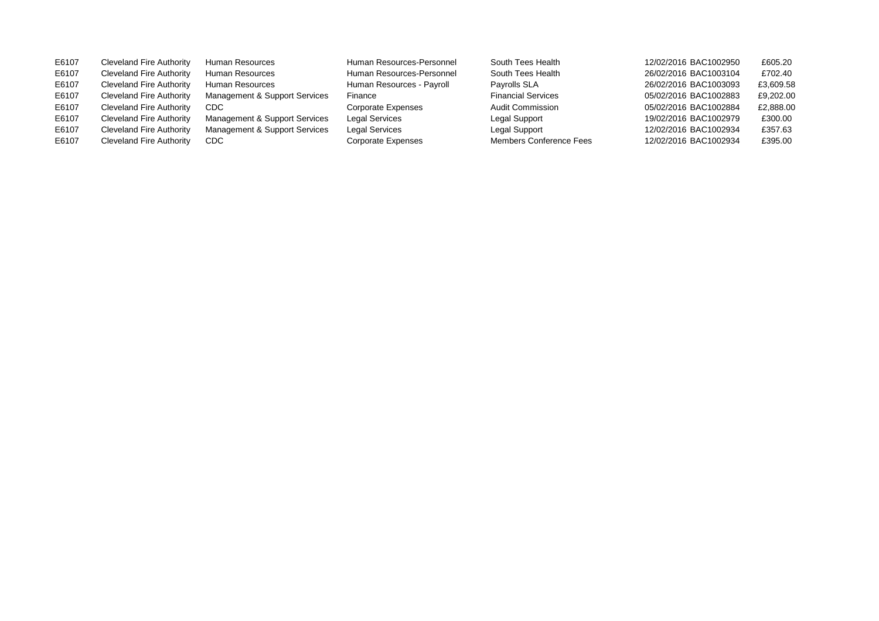| | | | | | | | |
|---|---|---|---|---|---|---|---|
| E6107 | Cleveland Fire Authority | Human Resources | Human Resources-Personnel | South Tees Health | 12/02/2016 | BAC1002950 | £605.20 |
| E6107 | Cleveland Fire Authority | Human Resources | Human Resources-Personnel | South Tees Health | 26/02/2016 | BAC1003104 | £702.40 |
| E6107 | Cleveland Fire Authority | Human Resources | Human Resources - Payroll | Payrolls SLA | 26/02/2016 | BAC1003093 | £3,609.58 |
| E6107 | Cleveland Fire Authority | Management & Support Services | Finance | Financial Services | 05/02/2016 | BAC1002883 | £9,202.00 |
| E6107 | Cleveland Fire Authority | CDC | Corporate Expenses | Audit Commission | 05/02/2016 | BAC1002884 | £2,888.00 |
| E6107 | Cleveland Fire Authority | Management & Support Services | Legal Services | Legal Support | 19/02/2016 | BAC1002979 | £300.00 |
| E6107 | Cleveland Fire Authority | Management & Support Services | Legal Services | Legal Support | 12/02/2016 | BAC1002934 | £357.63 |
| E6107 | Cleveland Fire Authority | CDC | Corporate Expenses | Members Conference Fees | 12/02/2016 | BAC1002934 | £395.00 |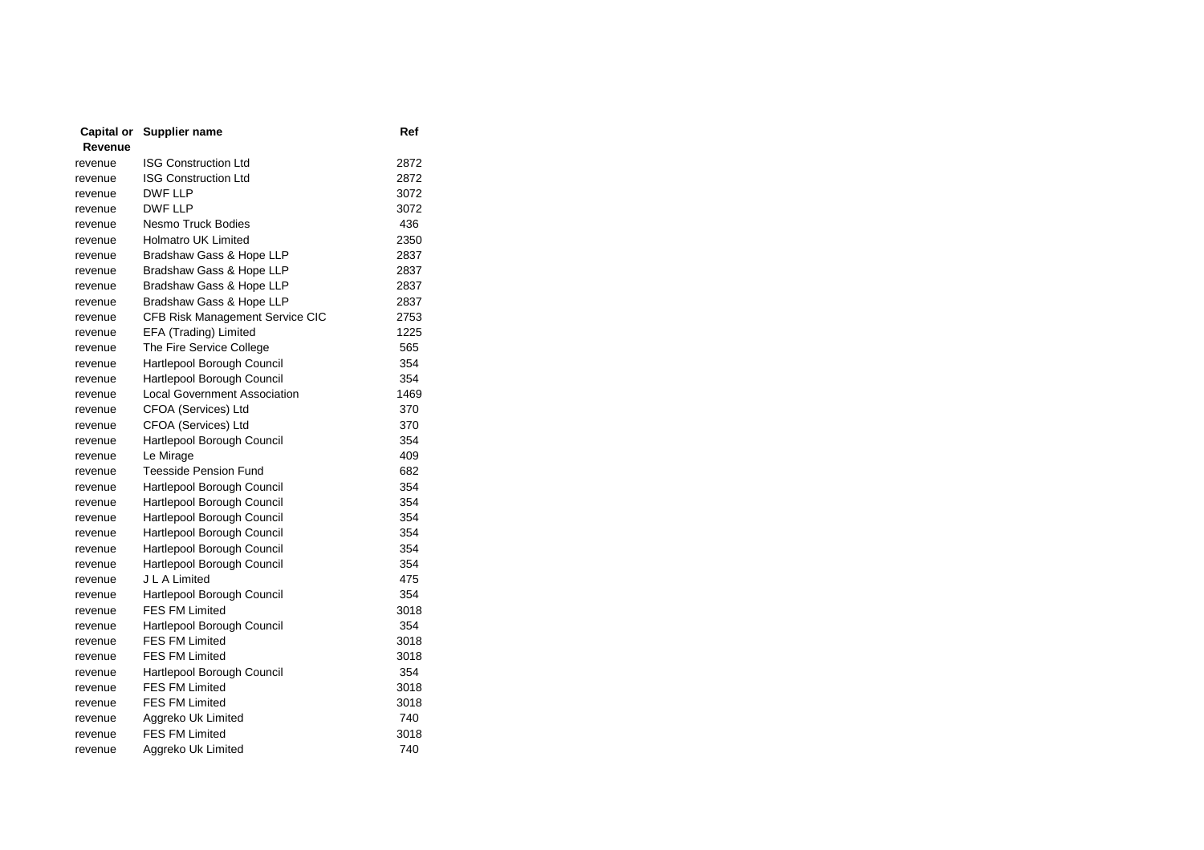| Capital or Revenue | Supplier name | Ref |
|---|---|---|
| revenue | ISG Construction Ltd | 2872 |
| revenue | ISG Construction Ltd | 2872 |
| revenue | DWF LLP | 3072 |
| revenue | DWF LLP | 3072 |
| revenue | Nesmo Truck Bodies | 436 |
| revenue | Holmatro UK Limited | 2350 |
| revenue | Bradshaw Gass & Hope LLP | 2837 |
| revenue | Bradshaw Gass & Hope LLP | 2837 |
| revenue | Bradshaw Gass & Hope LLP | 2837 |
| revenue | Bradshaw Gass & Hope LLP | 2837 |
| revenue | CFB Risk Management Service CIC | 2753 |
| revenue | EFA (Trading) Limited | 1225 |
| revenue | The Fire Service College | 565 |
| revenue | Hartlepool Borough Council | 354 |
| revenue | Hartlepool Borough Council | 354 |
| revenue | Local Government Association | 1469 |
| revenue | CFOA (Services) Ltd | 370 |
| revenue | CFOA (Services) Ltd | 370 |
| revenue | Hartlepool Borough Council | 354 |
| revenue | Le Mirage | 409 |
| revenue | Teesside Pension Fund | 682 |
| revenue | Hartlepool Borough Council | 354 |
| revenue | Hartlepool Borough Council | 354 |
| revenue | Hartlepool Borough Council | 354 |
| revenue | Hartlepool Borough Council | 354 |
| revenue | Hartlepool Borough Council | 354 |
| revenue | Hartlepool Borough Council | 354 |
| revenue | J L A Limited | 475 |
| revenue | Hartlepool Borough Council | 354 |
| revenue | FES FM Limited | 3018 |
| revenue | Hartlepool Borough Council | 354 |
| revenue | FES FM Limited | 3018 |
| revenue | FES FM Limited | 3018 |
| revenue | Hartlepool Borough Council | 354 |
| revenue | FES FM Limited | 3018 |
| revenue | FES FM Limited | 3018 |
| revenue | Aggreko Uk Limited | 740 |
| revenue | FES FM Limited | 3018 |
| revenue | Aggreko Uk Limited | 740 |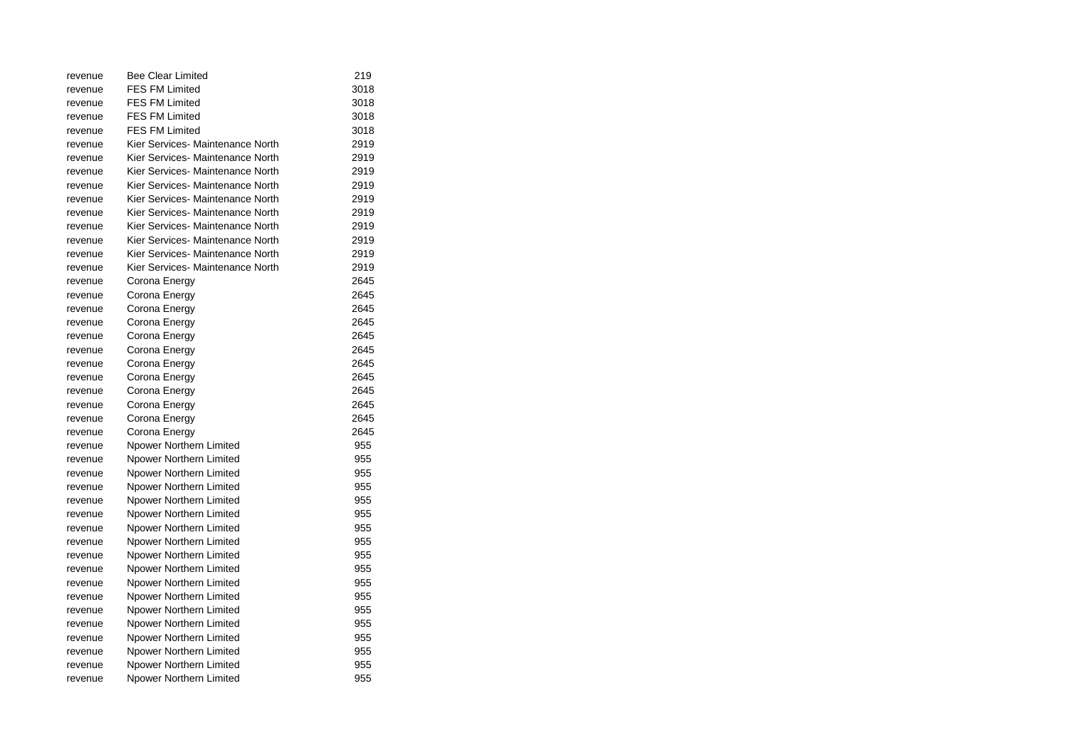| | | |
|---|---|---|
| revenue | Bee Clear Limited | 219 |
| revenue | FES FM Limited | 3018 |
| revenue | FES FM Limited | 3018 |
| revenue | FES FM Limited | 3018 |
| revenue | FES FM Limited | 3018 |
| revenue | Kier Services- Maintenance North | 2919 |
| revenue | Kier Services- Maintenance North | 2919 |
| revenue | Kier Services- Maintenance North | 2919 |
| revenue | Kier Services- Maintenance North | 2919 |
| revenue | Kier Services- Maintenance North | 2919 |
| revenue | Kier Services- Maintenance North | 2919 |
| revenue | Kier Services- Maintenance North | 2919 |
| revenue | Kier Services- Maintenance North | 2919 |
| revenue | Kier Services- Maintenance North | 2919 |
| revenue | Kier Services- Maintenance North | 2919 |
| revenue | Corona Energy | 2645 |
| revenue | Corona Energy | 2645 |
| revenue | Corona Energy | 2645 |
| revenue | Corona Energy | 2645 |
| revenue | Corona Energy | 2645 |
| revenue | Corona Energy | 2645 |
| revenue | Corona Energy | 2645 |
| revenue | Corona Energy | 2645 |
| revenue | Corona Energy | 2645 |
| revenue | Corona Energy | 2645 |
| revenue | Corona Energy | 2645 |
| revenue | Corona Energy | 2645 |
| revenue | Npower Northern Limited | 955 |
| revenue | Npower Northern Limited | 955 |
| revenue | Npower Northern Limited | 955 |
| revenue | Npower Northern Limited | 955 |
| revenue | Npower Northern Limited | 955 |
| revenue | Npower Northern Limited | 955 |
| revenue | Npower Northern Limited | 955 |
| revenue | Npower Northern Limited | 955 |
| revenue | Npower Northern Limited | 955 |
| revenue | Npower Northern Limited | 955 |
| revenue | Npower Northern Limited | 955 |
| revenue | Npower Northern Limited | 955 |
| revenue | Npower Northern Limited | 955 |
| revenue | Npower Northern Limited | 955 |
| revenue | Npower Northern Limited | 955 |
| revenue | Npower Northern Limited | 955 |
| revenue | Npower Northern Limited | 955 |
| revenue | Npower Northern Limited | 955 |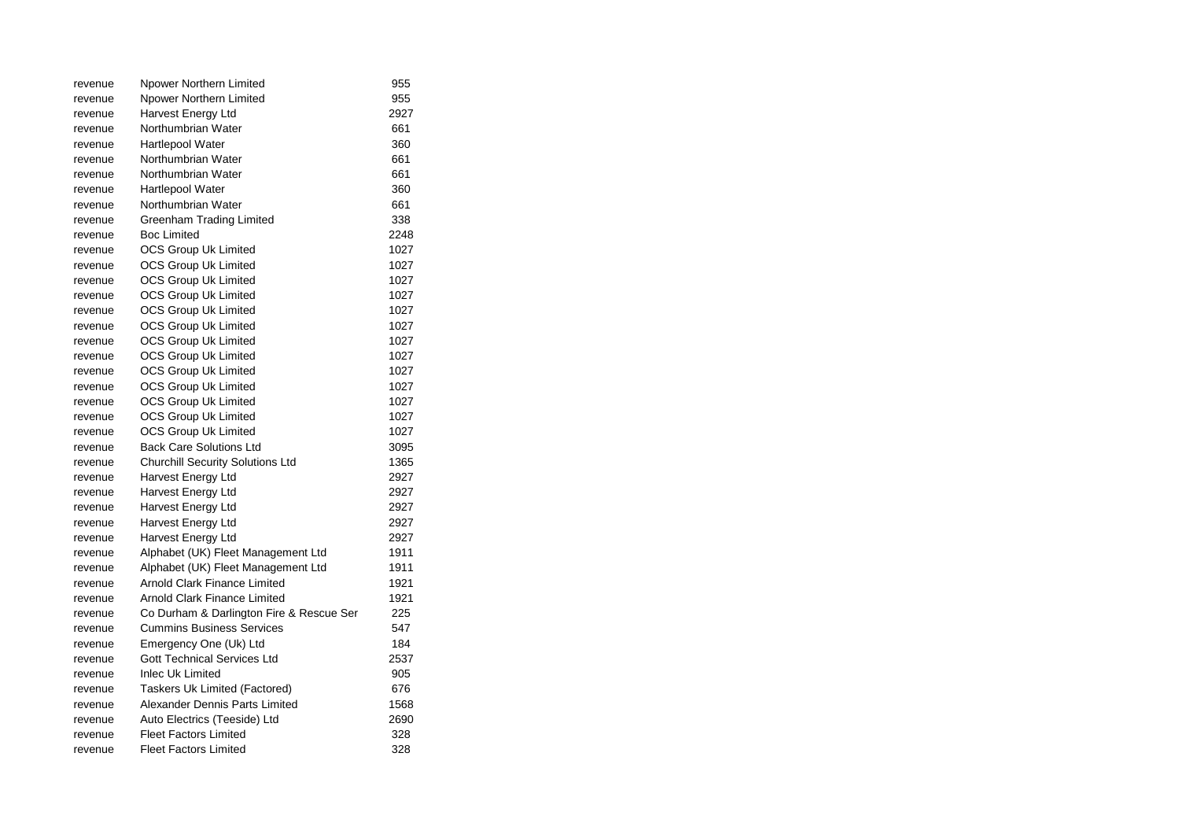| | | |
|---|---|---|
| revenue | Npower Northern Limited | 955 |
| revenue | Npower Northern Limited | 955 |
| revenue | Harvest Energy Ltd | 2927 |
| revenue | Northumbrian Water | 661 |
| revenue | Hartlepool Water | 360 |
| revenue | Northumbrian Water | 661 |
| revenue | Northumbrian Water | 661 |
| revenue | Hartlepool Water | 360 |
| revenue | Northumbrian Water | 661 |
| revenue | Greenham Trading Limited | 338 |
| revenue | Boc Limited | 2248 |
| revenue | OCS Group Uk Limited | 1027 |
| revenue | OCS Group Uk Limited | 1027 |
| revenue | OCS Group Uk Limited | 1027 |
| revenue | OCS Group Uk Limited | 1027 |
| revenue | OCS Group Uk Limited | 1027 |
| revenue | OCS Group Uk Limited | 1027 |
| revenue | OCS Group Uk Limited | 1027 |
| revenue | OCS Group Uk Limited | 1027 |
| revenue | OCS Group Uk Limited | 1027 |
| revenue | OCS Group Uk Limited | 1027 |
| revenue | OCS Group Uk Limited | 1027 |
| revenue | OCS Group Uk Limited | 1027 |
| revenue | OCS Group Uk Limited | 1027 |
| revenue | Back Care Solutions Ltd | 3095 |
| revenue | Churchill Security Solutions Ltd | 1365 |
| revenue | Harvest Energy Ltd | 2927 |
| revenue | Harvest Energy Ltd | 2927 |
| revenue | Harvest Energy Ltd | 2927 |
| revenue | Harvest Energy Ltd | 2927 |
| revenue | Harvest Energy Ltd | 2927 |
| revenue | Alphabet (UK) Fleet Management Ltd | 1911 |
| revenue | Alphabet (UK) Fleet Management Ltd | 1911 |
| revenue | Arnold Clark Finance Limited | 1921 |
| revenue | Arnold Clark Finance Limited | 1921 |
| revenue | Co Durham & Darlington Fire & Rescue Ser | 225 |
| revenue | Cummins Business Services | 547 |
| revenue | Emergency One (Uk) Ltd | 184 |
| revenue | Gott Technical Services Ltd | 2537 |
| revenue | Inlec Uk Limited | 905 |
| revenue | Taskers Uk Limited (Factored) | 676 |
| revenue | Alexander Dennis Parts Limited | 1568 |
| revenue | Auto Electrics (Teeside) Ltd | 2690 |
| revenue | Fleet Factors Limited | 328 |
| revenue | Fleet Factors Limited | 328 |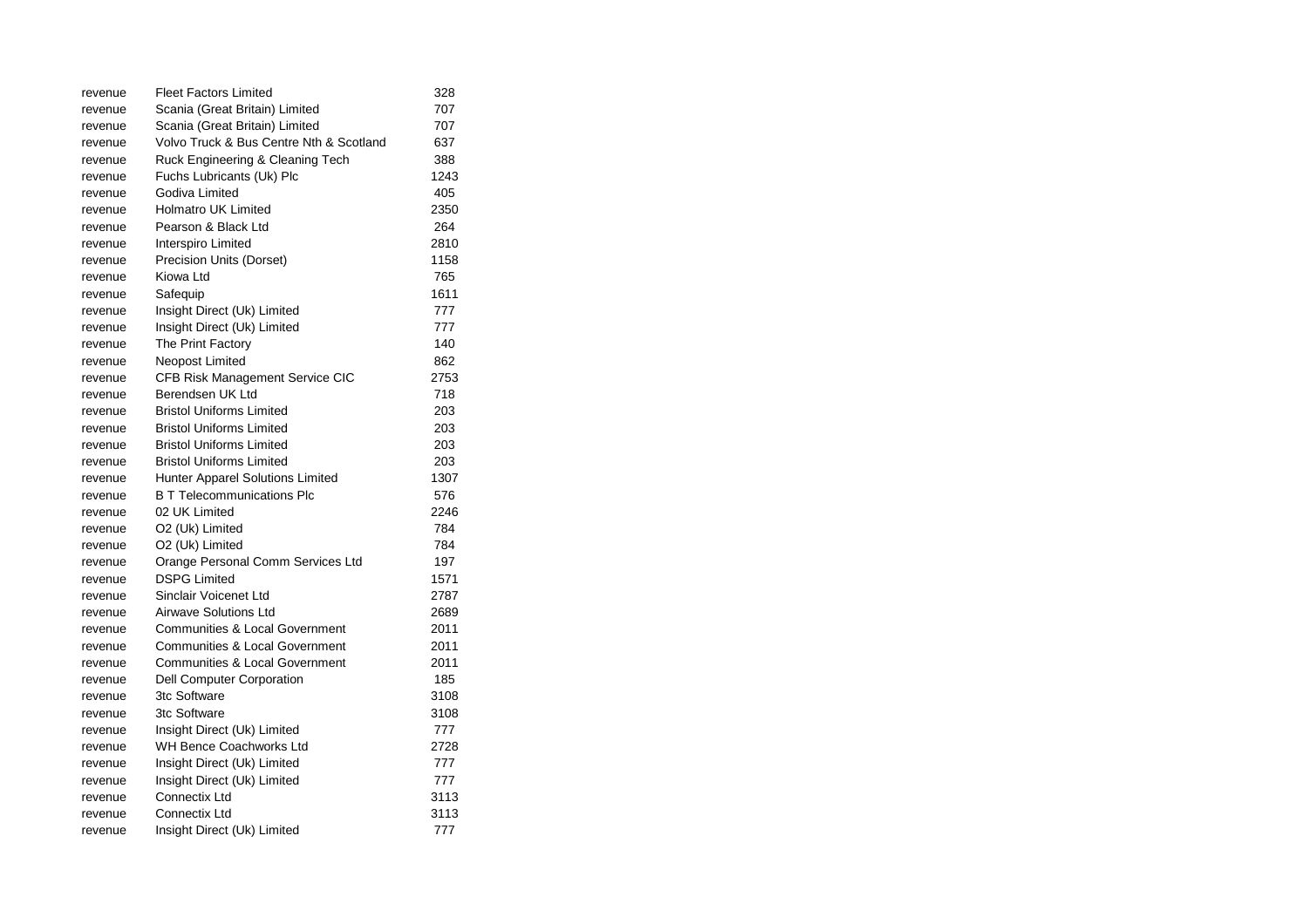| | | |
|---|---|---|
| revenue | Fleet Factors Limited | 328 |
| revenue | Scania (Great Britain) Limited | 707 |
| revenue | Scania (Great Britain) Limited | 707 |
| revenue | Volvo Truck & Bus Centre Nth & Scotland | 637 |
| revenue | Ruck Engineering & Cleaning Tech | 388 |
| revenue | Fuchs Lubricants (Uk) Plc | 1243 |
| revenue | Godiva Limited | 405 |
| revenue | Holmatro UK Limited | 2350 |
| revenue | Pearson & Black Ltd | 264 |
| revenue | Interspiro Limited | 2810 |
| revenue | Precision Units (Dorset) | 1158 |
| revenue | Kiowa Ltd | 765 |
| revenue | Safequip | 1611 |
| revenue | Insight Direct (Uk) Limited | 777 |
| revenue | Insight Direct (Uk) Limited | 777 |
| revenue | The Print Factory | 140 |
| revenue | Neopost Limited | 862 |
| revenue | CFB Risk Management Service CIC | 2753 |
| revenue | Berendsen UK Ltd | 718 |
| revenue | Bristol Uniforms Limited | 203 |
| revenue | Bristol Uniforms Limited | 203 |
| revenue | Bristol Uniforms Limited | 203 |
| revenue | Bristol Uniforms Limited | 203 |
| revenue | Hunter Apparel Solutions Limited | 1307 |
| revenue | B T Telecommunications Plc | 576 |
| revenue | 02 UK Limited | 2246 |
| revenue | O2 (Uk) Limited | 784 |
| revenue | O2 (Uk) Limited | 784 |
| revenue | Orange Personal Comm Services Ltd | 197 |
| revenue | DSPG Limited | 1571 |
| revenue | Sinclair Voicenet Ltd | 2787 |
| revenue | Airwave Solutions Ltd | 2689 |
| revenue | Communities & Local Government | 2011 |
| revenue | Communities & Local Government | 2011 |
| revenue | Communities & Local Government | 2011 |
| revenue | Dell Computer Corporation | 185 |
| revenue | 3tc Software | 3108 |
| revenue | 3tc Software | 3108 |
| revenue | Insight Direct (Uk) Limited | 777 |
| revenue | WH Bence Coachworks Ltd | 2728 |
| revenue | Insight Direct (Uk) Limited | 777 |
| revenue | Insight Direct (Uk) Limited | 777 |
| revenue | Connectix Ltd | 3113 |
| revenue | Connectix Ltd | 3113 |
| revenue | Insight Direct (Uk) Limited | 777 |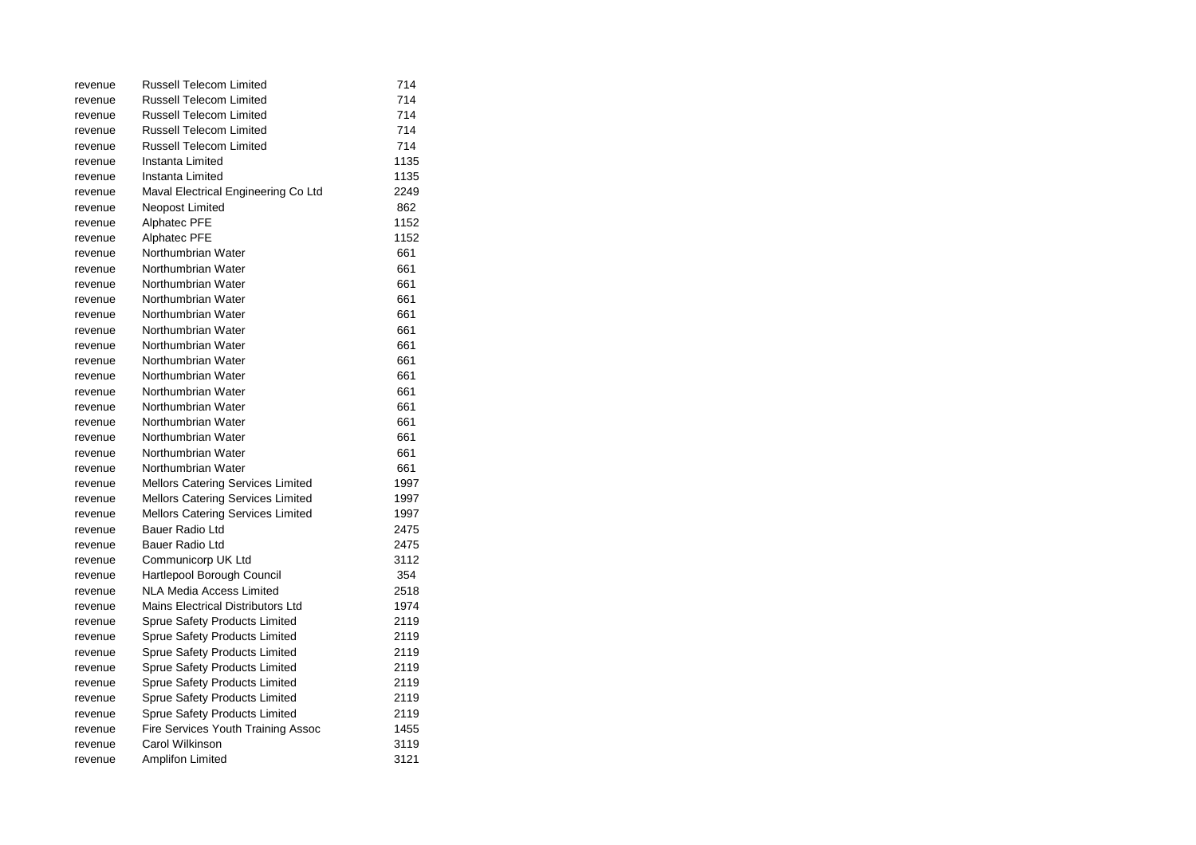| | | |
|---|---|---|
| revenue | Russell Telecom Limited | 714 |
| revenue | Russell Telecom Limited | 714 |
| revenue | Russell Telecom Limited | 714 |
| revenue | Russell Telecom Limited | 714 |
| revenue | Russell Telecom Limited | 714 |
| revenue | Instanta Limited | 1135 |
| revenue | Instanta Limited | 1135 |
| revenue | Maval Electrical Engineering Co Ltd | 2249 |
| revenue | Neopost Limited | 862 |
| revenue | Alphatec PFE | 1152 |
| revenue | Alphatec PFE | 1152 |
| revenue | Northumbrian Water | 661 |
| revenue | Northumbrian Water | 661 |
| revenue | Northumbrian Water | 661 |
| revenue | Northumbrian Water | 661 |
| revenue | Northumbrian Water | 661 |
| revenue | Northumbrian Water | 661 |
| revenue | Northumbrian Water | 661 |
| revenue | Northumbrian Water | 661 |
| revenue | Northumbrian Water | 661 |
| revenue | Northumbrian Water | 661 |
| revenue | Northumbrian Water | 661 |
| revenue | Northumbrian Water | 661 |
| revenue | Northumbrian Water | 661 |
| revenue | Northumbrian Water | 661 |
| revenue | Northumbrian Water | 661 |
| revenue | Mellors Catering Services Limited | 1997 |
| revenue | Mellors Catering Services Limited | 1997 |
| revenue | Mellors Catering Services Limited | 1997 |
| revenue | Bauer Radio Ltd | 2475 |
| revenue | Bauer Radio Ltd | 2475 |
| revenue | Communicorp UK Ltd | 3112 |
| revenue | Hartlepool Borough Council | 354 |
| revenue | NLA Media Access Limited | 2518 |
| revenue | Mains Electrical Distributors Ltd | 1974 |
| revenue | Sprue Safety Products Limited | 2119 |
| revenue | Sprue Safety Products Limited | 2119 |
| revenue | Sprue Safety Products Limited | 2119 |
| revenue | Sprue Safety Products Limited | 2119 |
| revenue | Sprue Safety Products Limited | 2119 |
| revenue | Sprue Safety Products Limited | 2119 |
| revenue | Sprue Safety Products Limited | 2119 |
| revenue | Fire Services Youth Training Assoc | 1455 |
| revenue | Carol Wilkinson | 3119 |
| revenue | Amplifon Limited | 3121 |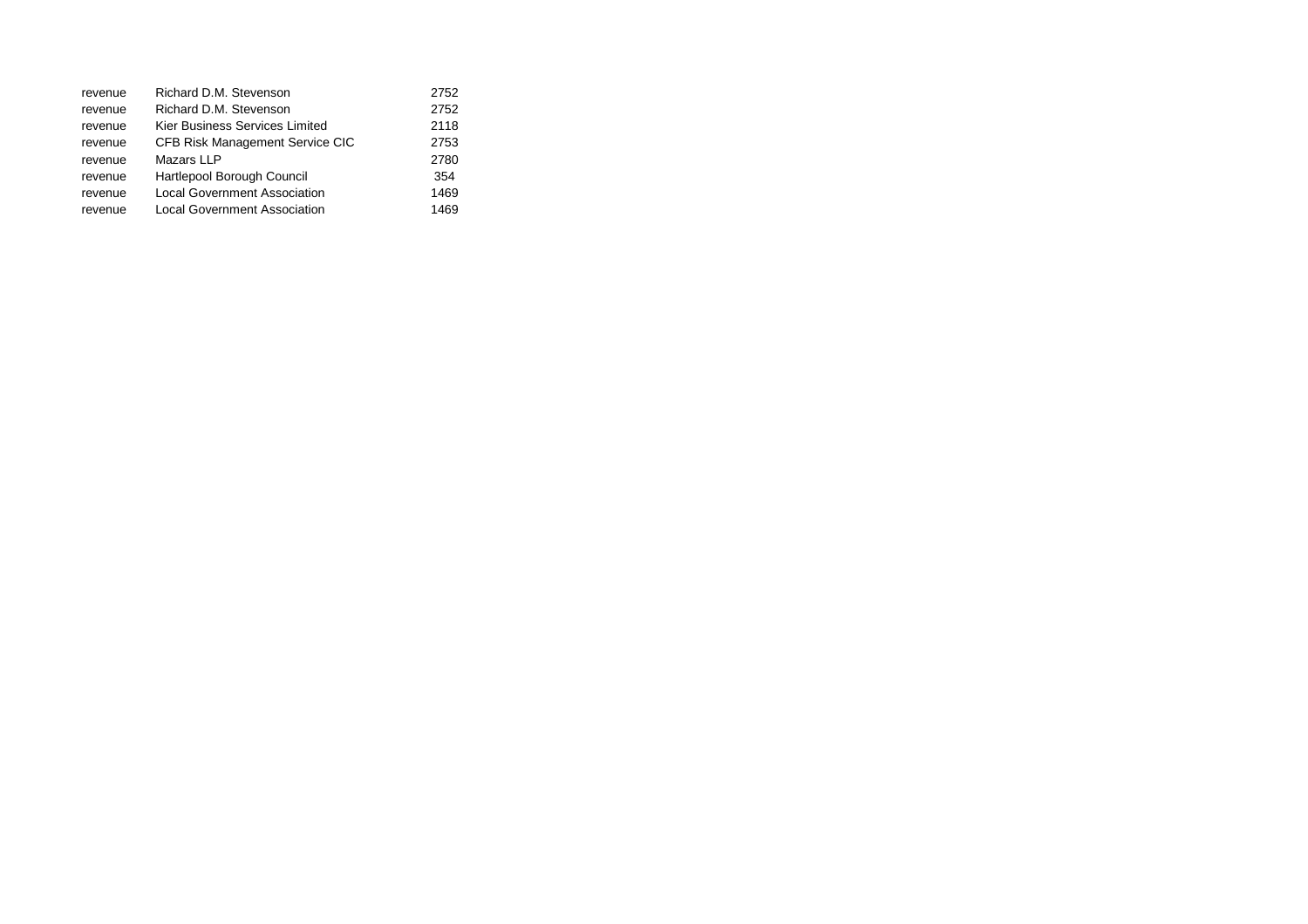| | | |
|---|---|---|
| revenue | Richard D.M. Stevenson | 2752 |
| revenue | Richard D.M. Stevenson | 2752 |
| revenue | Kier Business Services Limited | 2118 |
| revenue | CFB Risk Management Service CIC | 2753 |
| revenue | Mazars LLP | 2780 |
| revenue | Hartlepool Borough Council | 354 |
| revenue | Local Government Association | 1469 |
| revenue | Local Government Association | 1469 |